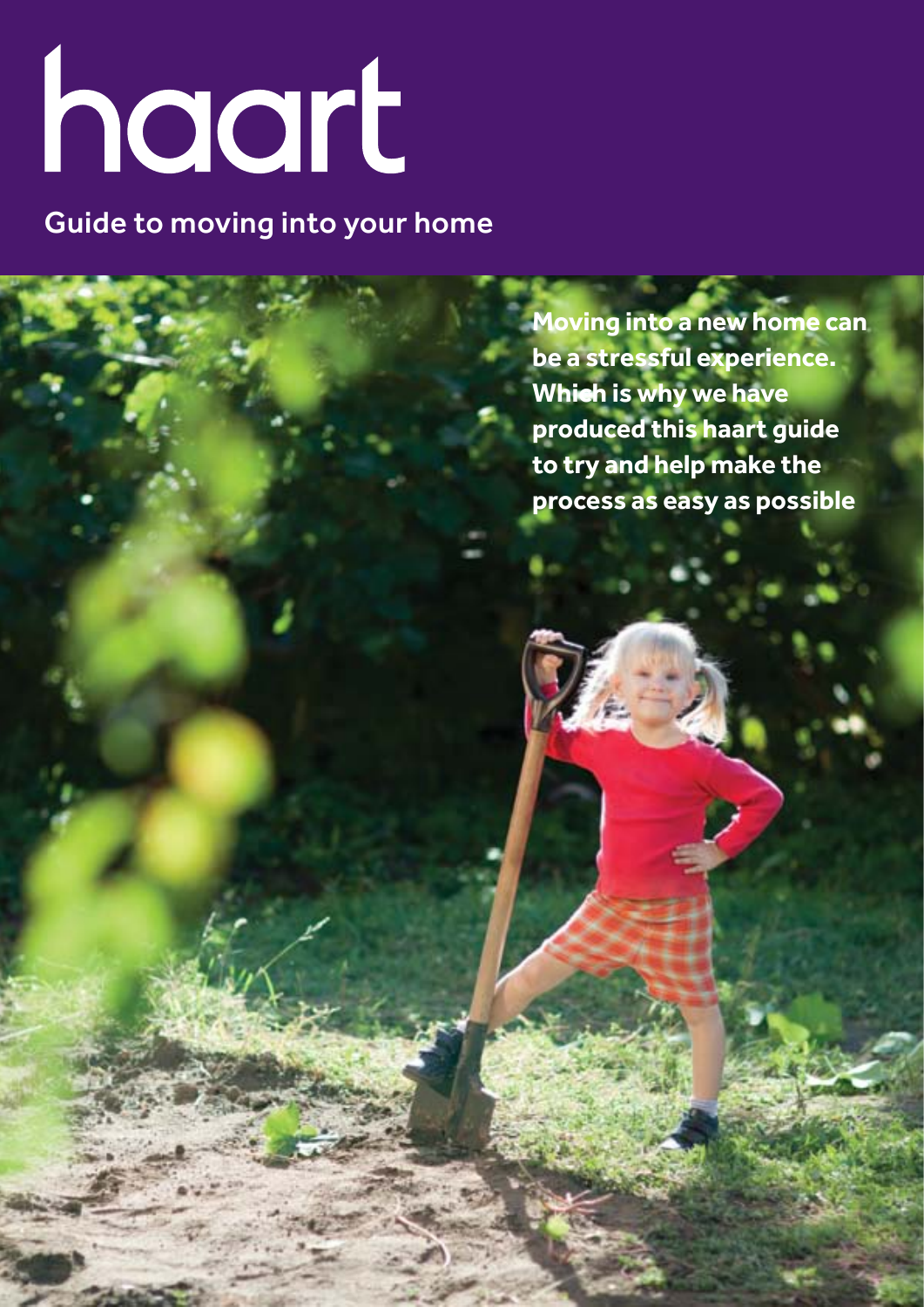# haart

## Guide to moving into your home

**Moving into a new home can be a stressful experience. Which is why we have produced this haart guide to try and help make the process as easy as possible**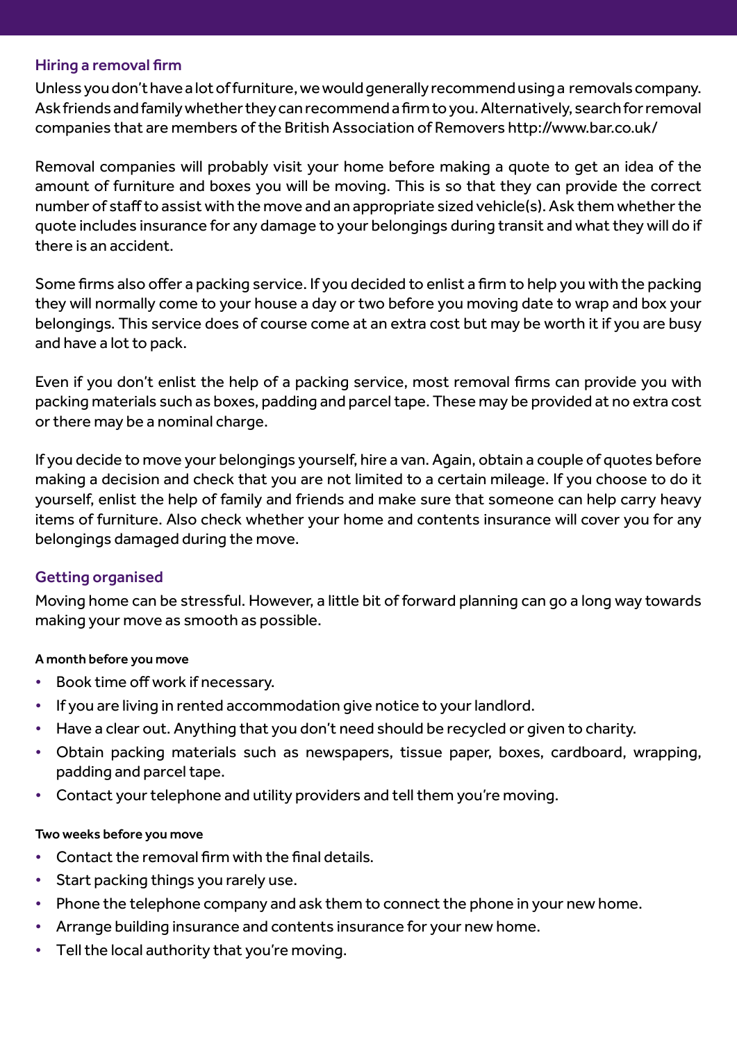## Hiring a removal firm

Unless you don't have a lot of furniture, we would generally recommend using a removals company. Ask friends and family whether they can recommend a firm to you. Alternatively, search for removal companies that are members of the British Association of Removers http://www.bar.co.uk/

Removal companies will probably visit your home before making a quote to get an idea of the amount of furniture and boxes you will be moving. This is so that they can provide the correct number of staff to assist with the move and an appropriate sized vehicle(s). Ask them whether the quote includes insurance for any damage to your belongings during transit and what they will do if there is an accident.

Some firms also offer a packing service. If you decided to enlist a firm to help you with the packing they will normally come to your house a day or two before you moving date to wrap and box your belongings. This service does of course come at an extra cost but may be worth it if you are busy and have a lot to pack.

Even if you don't enlist the help of a packing service, most removal firms can provide you with packing materials such as boxes, padding and parcel tape. These may be provided at no extra cost or there may be a nominal charge.

If you decide to move your belongings yourself, hire a van. Again, obtain a couple of quotes before making a decision and check that you are not limited to a certain mileage. If you choose to do it yourself, enlist the help of family and friends and make sure that someone can help carry heavy items of furniture. Also check whether your home and contents insurance will cover you for any belongings damaged during the move.

## Getting organised

Moving home can be stressful. However, a little bit of forward planning can go a long way towards making your move as smooth as possible.

#### A month before you move

- Book time off work if necessary.
- If you are living in rented accommodation give notice to your landlord.
- Have a clear out. Anything that you don't need should be recycled or given to charity.
- Obtain packing materials such as newspapers, tissue paper, boxes, cardboard, wrapping, padding and parcel tape.
- Contact your telephone and utility providers and tell them you're moving.

#### Two weeks before you move

- Contact the removal firm with the final details.
- Start packing things you rarely use.
- Phone the telephone company and ask them to connect the phone in your new home.
- Arrange building insurance and contents insurance for your new home.
- Tell the local authority that you're moving.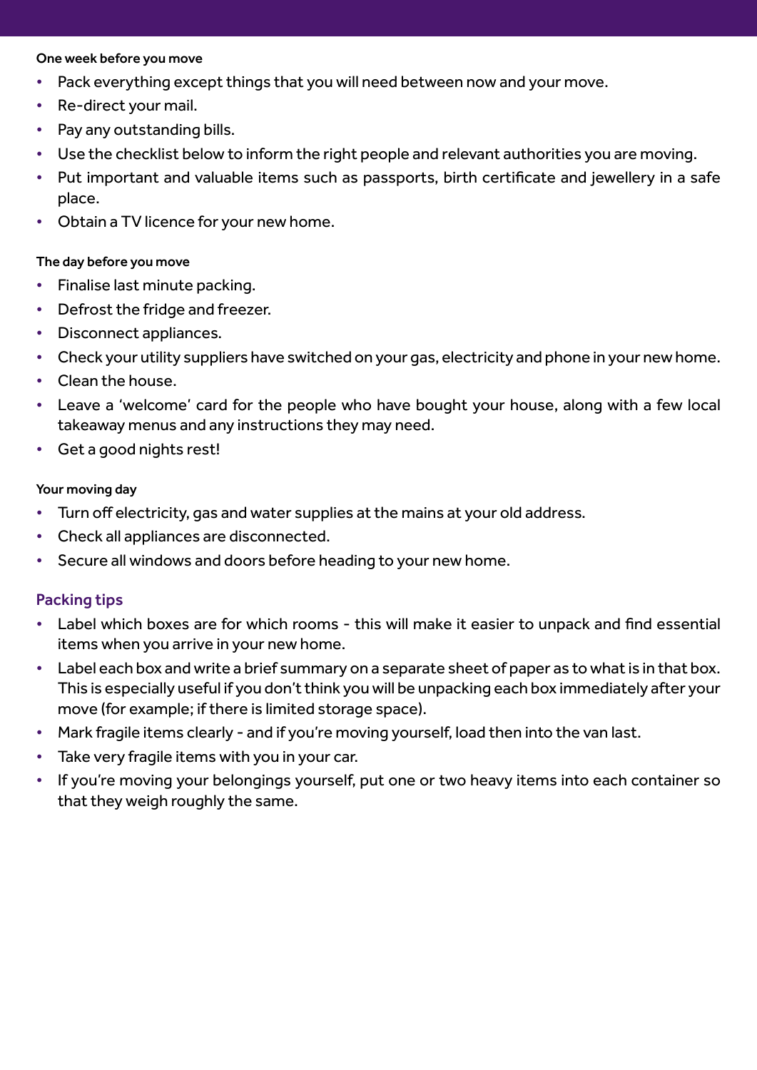#### One week before you move

- Pack everything except things that you will need between now and your move.
- Re-direct your mail.
- Pay any outstanding bills.
- Use the checklist below to inform the right people and relevant authorities you are moving.
- Put important and valuable items such as passports, birth certificate and jewellery in a safe place.
- Obtain a TV licence for your new home.

#### The day before you move

- Finalise last minute packing.
- Defrost the fridge and freezer.
- Disconnect appliances.
- Check your utility suppliers have switched on your gas, electricity and phone in your new home.
- Clean the house.
- Leave a 'welcome' card for the people who have bought your house, along with a few local takeaway menus and any instructions they may need.
- Get a good nights rest!

#### Your moving day

- Turn off electricity, gas and water supplies at the mains at your old address.
- Check all appliances are disconnected.
- Secure all windows and doors before heading to your new home.

### Packing tips

- Label which boxes are for which rooms - this will make it easier to unpack and find essential items when you arrive in your new home.
- Label each box and write a brief summary on a separate sheet of paper as to what is in that box. This is especially useful if you don't think you will be unpacking each box immediately after your move (for example; if there is limited storage space).
- Mark fragile items clearly - and if you're moving yourself, load then into the van last.
- Take very fragile items with you in your car.
- If you're moving your belongings yourself, put one or two heavy items into each container so that they weigh roughly the same.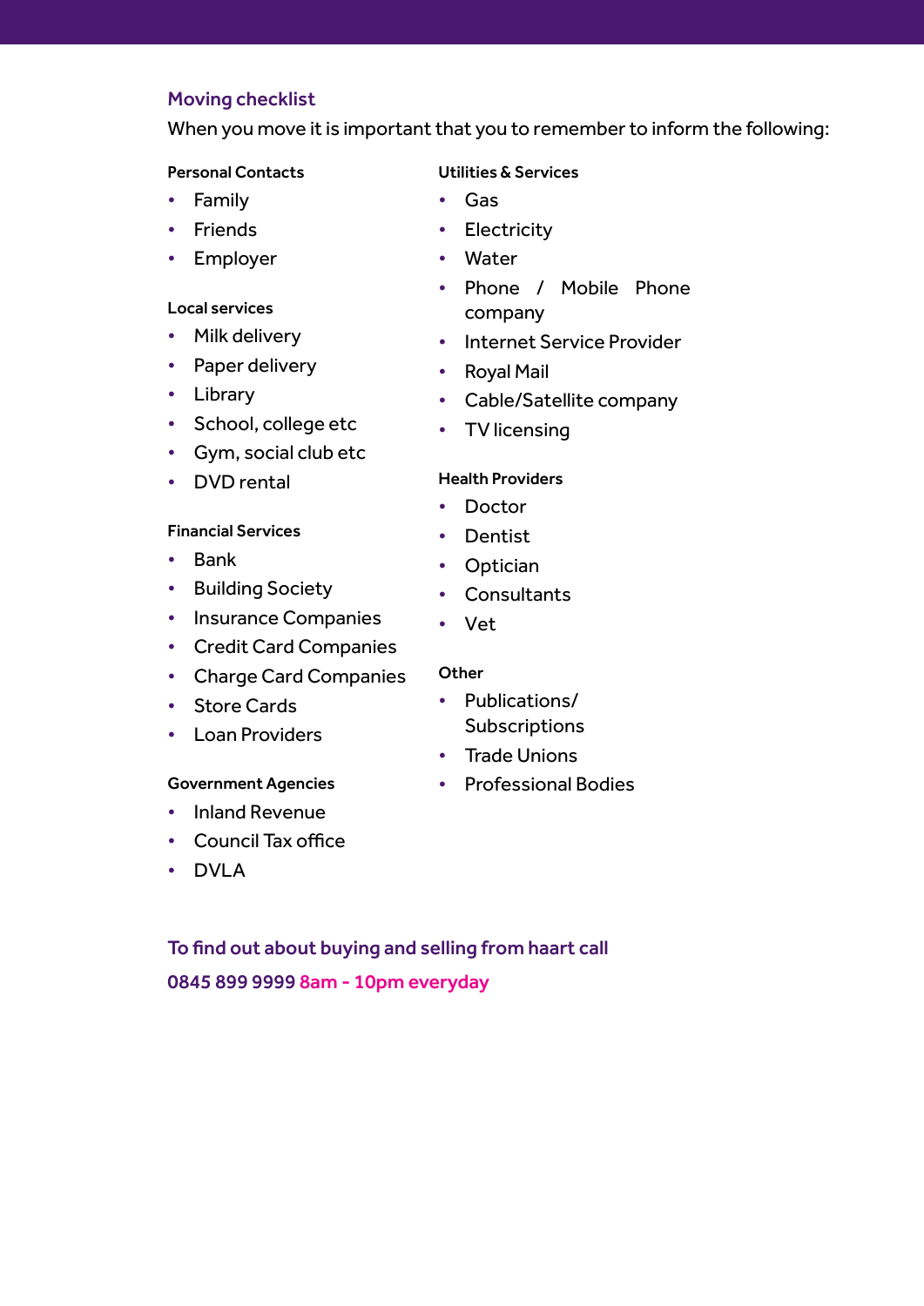## Moving checklist

When you move it is important that you to remember to inform the following:

**Personal Contacts**

- Family
- Friends
- Employer

**Local services**

- Milk delivery
- Paper delivery
- Library
- School, college etc
- Gym, social club etc
- DVD rental

**Financial Services**

- Bank
- Building Society
- Insurance Companies
- Credit Card Companies
- Charge Card Companies
- Store Cards
- Loan Providers

**Government Agencies**

- Inland Revenue
- Council Tax office
- DVLA

**Utilities & Services**

- Gas
- Electricity
- Water
- Phone / Mobile Phone company
- Internet Service Provider
- Royal Mail
- Cable/Satellite company
- TV licensing

**Health Providers**

- Doctor
- Dentist
- Optician
- Consultants
- Vet

**Other**

- Publications/ Subscriptions
- Trade Unions
- Professional Bodies

**To find out about buying and selling from haart call**

**0845 899 9999 8am - 10pm everyday**